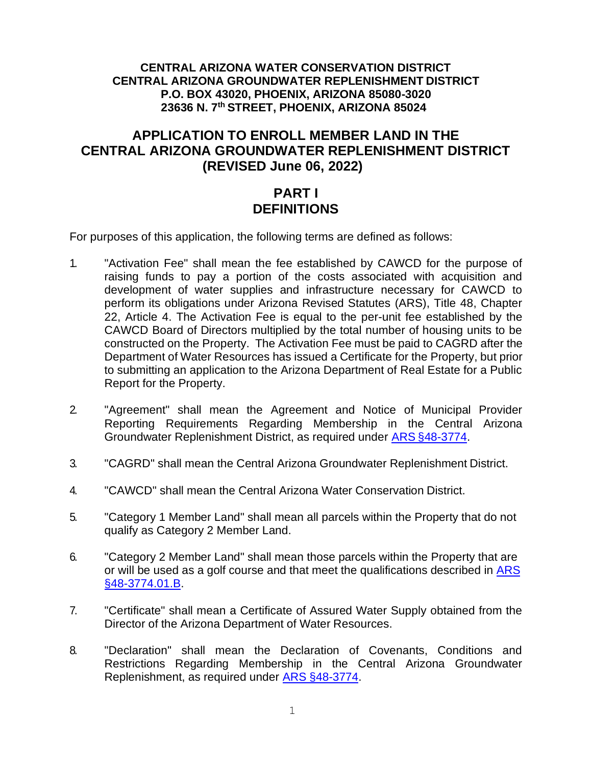**CENTRAL ARIZONA WATER CONSERVATION DISTRICT**
**CENTRAL ARIZONA GROUNDWATER REPLENISHMENT DISTRICT**
**P.O. BOX 43020, PHOENIX, ARIZONA 85080-3020**
**23636 N. 7th STREET, PHOENIX, ARIZONA 85024**

# APPLICATION TO ENROLL MEMBER LAND IN THE CENTRAL ARIZONA GROUNDWATER REPLENISHMENT DISTRICT (REVISED June 06, 2022)

## PART I DEFINITIONS

For purposes of this application, the following terms are defined as follows:

1. "Activation Fee" shall mean the fee established by CAWCD for the purpose of raising funds to pay a portion of the costs associated with acquisition and development of water supplies and infrastructure necessary for CAWCD to perform its obligations under Arizona Revised Statutes (ARS), Title 48, Chapter 22, Article 4. The Activation Fee is equal to the per-unit fee established by the CAWCD Board of Directors multiplied by the total number of housing units to be constructed on the Property. The Activation Fee must be paid to CAGRD after the Department of Water Resources has issued a Certificate for the Property, but prior to submitting an application to the Arizona Department of Real Estate for a Public Report for the Property.

2. "Agreement" shall mean the Agreement and Notice of Municipal Provider Reporting Requirements Regarding Membership in the Central Arizona Groundwater Replenishment District, as required under ARS §48-3774.

3. "CAGRD" shall mean the Central Arizona Groundwater Replenishment District.

4. "CAWCD" shall mean the Central Arizona Water Conservation District.

5. "Category 1 Member Land" shall mean all parcels within the Property that do not qualify as Category 2 Member Land.

6. "Category 2 Member Land" shall mean those parcels within the Property that are or will be used as a golf course and that meet the qualifications described in ARS §48-3774.01.B.

7. "Certificate" shall mean a Certificate of Assured Water Supply obtained from the Director of the Arizona Department of Water Resources.

8. "Declaration" shall mean the Declaration of Covenants, Conditions and Restrictions Regarding Membership in the Central Arizona Groundwater Replenishment, as required under ARS §48-3774.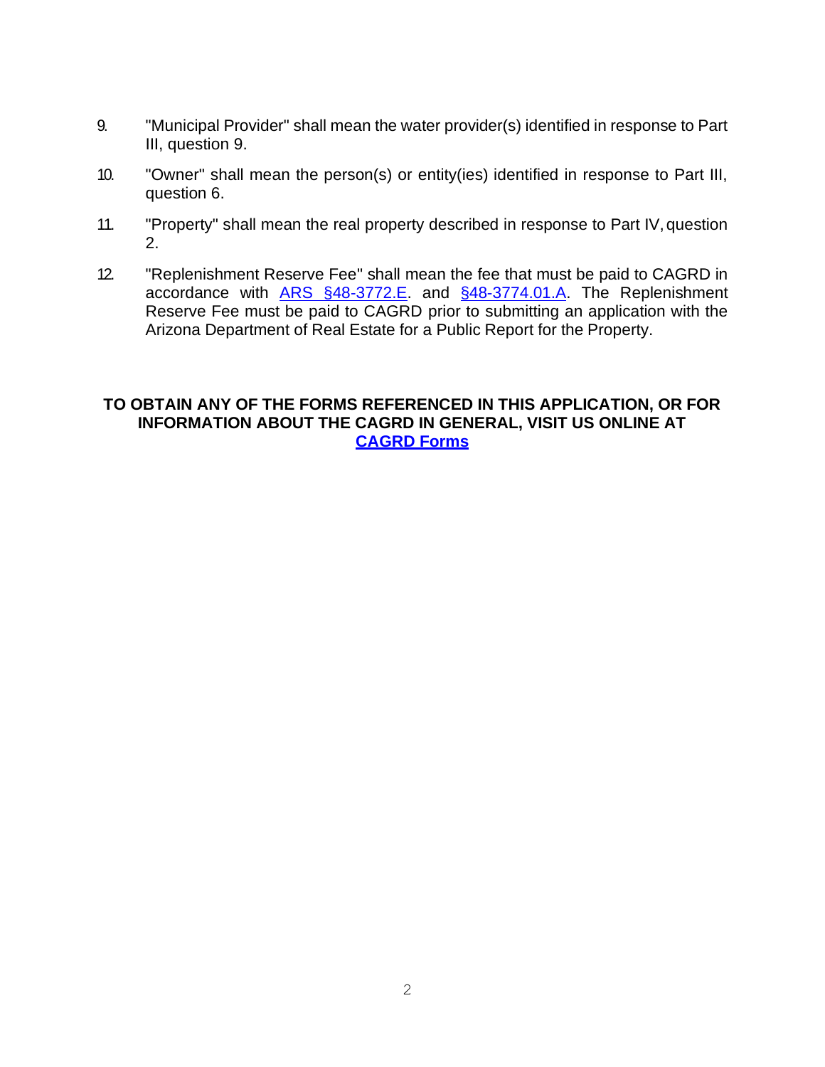9. "Municipal Provider" shall mean the water provider(s) identified in response to Part III, question 9.

10. "Owner" shall mean the person(s) or entity(ies) identified in response to Part III, question 6.

11. "Property" shall mean the real property described in response to Part IV, question 2.

12. "Replenishment Reserve Fee" shall mean the fee that must be paid to CAGRD in accordance with ARS §48-3772.E. and §48-3774.01.A. The Replenishment Reserve Fee must be paid to CAGRD prior to submitting an application with the Arizona Department of Real Estate for a Public Report for the Property.

**TO OBTAIN ANY OF THE FORMS REFERENCED IN THIS APPLICATION, OR FOR INFORMATION ABOUT THE CAGRD IN GENERAL, VISIT US ONLINE AT CAGRD Forms**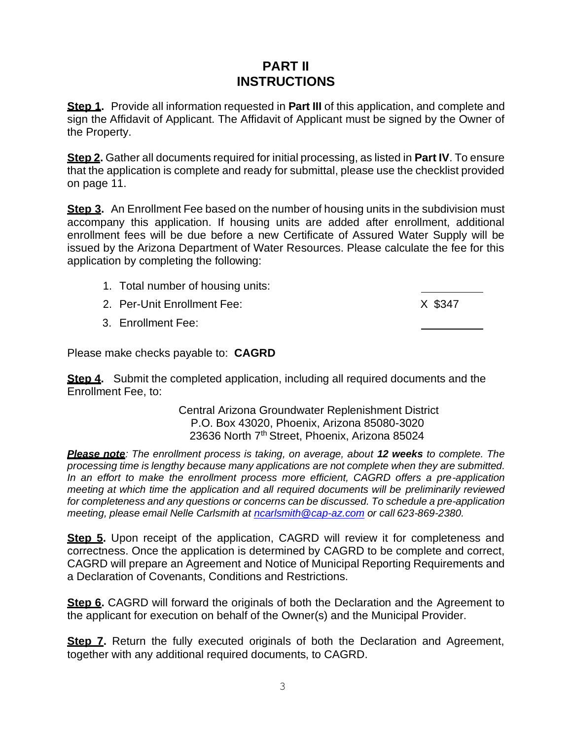# PART II
# INSTRUCTIONS

**Step 1.** Provide all information requested in **Part III** of this application, and complete and sign the Affidavit of Applicant. The Affidavit of Applicant must be signed by the Owner of the Property.

**Step 2.** Gather all documents required for initial processing, as listed in **Part IV**. To ensure that the application is complete and ready for submittal, please use the checklist provided on page 11.

**Step 3.** An Enrollment Fee based on the number of housing units in the subdivision must accompany this application. If housing units are added after enrollment, additional enrollment fees will be due before a new Certificate of Assured Water Supply will be issued by the Arizona Department of Water Resources. Please calculate the fee for this application by completing the following:

1. Total number of housing units: ___________
2. Per-Unit Enrollment Fee: X $347
3. Enrollment Fee: ___________

Please make checks payable to: **CAGRD**

**Step 4.** Submit the completed application, including all required documents and the Enrollment Fee, to:

Central Arizona Groundwater Replenishment District
P.O. Box 43020, Phoenix, Arizona 85080-3020
23636 North 7th Street, Phoenix, Arizona 85024

***Please note**: The enrollment process is taking, on average, about **12 weeks** to complete. The processing time is lengthy because many applications are not complete when they are submitted. In an effort to make the enrollment process more efficient, CAGRD offers a pre-application meeting at which time the application and all required documents will be preliminarily reviewed for completeness and any questions or concerns can be discussed. To schedule a pre-application meeting, please email Nelle Carlsmith at ncarlsmith@cap-az.com or call 623-869-2380.*

**Step 5.** Upon receipt of the application, CAGRD will review it for completeness and correctness. Once the application is determined by CAGRD to be complete and correct, CAGRD will prepare an Agreement and Notice of Municipal Reporting Requirements and a Declaration of Covenants, Conditions and Restrictions.

**Step 6.** CAGRD will forward the originals of both the Declaration and the Agreement to the applicant for execution on behalf of the Owner(s) and the Municipal Provider.

**Step 7.** Return the fully executed originals of both the Declaration and Agreement, together with any additional required documents, to CAGRD.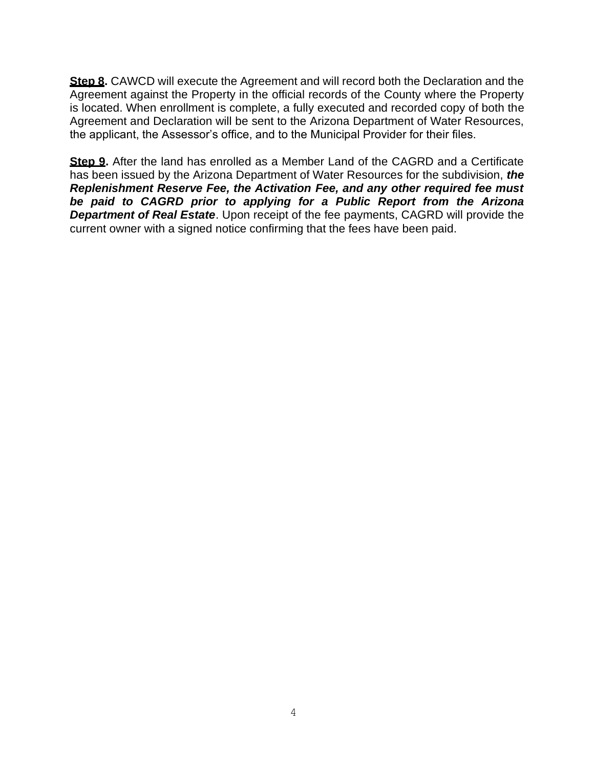**Step 8.** CAWCD will execute the Agreement and will record both the Declaration and the Agreement against the Property in the official records of the County where the Property is located. When enrollment is complete, a fully executed and recorded copy of both the Agreement and Declaration will be sent to the Arizona Department of Water Resources, the applicant, the Assessor's office, and to the Municipal Provider for their files.

**Step 9.** After the land has enrolled as a Member Land of the CAGRD and a Certificate has been issued by the Arizona Department of Water Resources for the subdivision, ***the Replenishment Reserve Fee, the Activation Fee, and any other required fee must be paid to CAGRD prior to applying for a Public Report from the Arizona Department of Real Estate***. Upon receipt of the fee payments, CAGRD will provide the current owner with a signed notice confirming that the fees have been paid.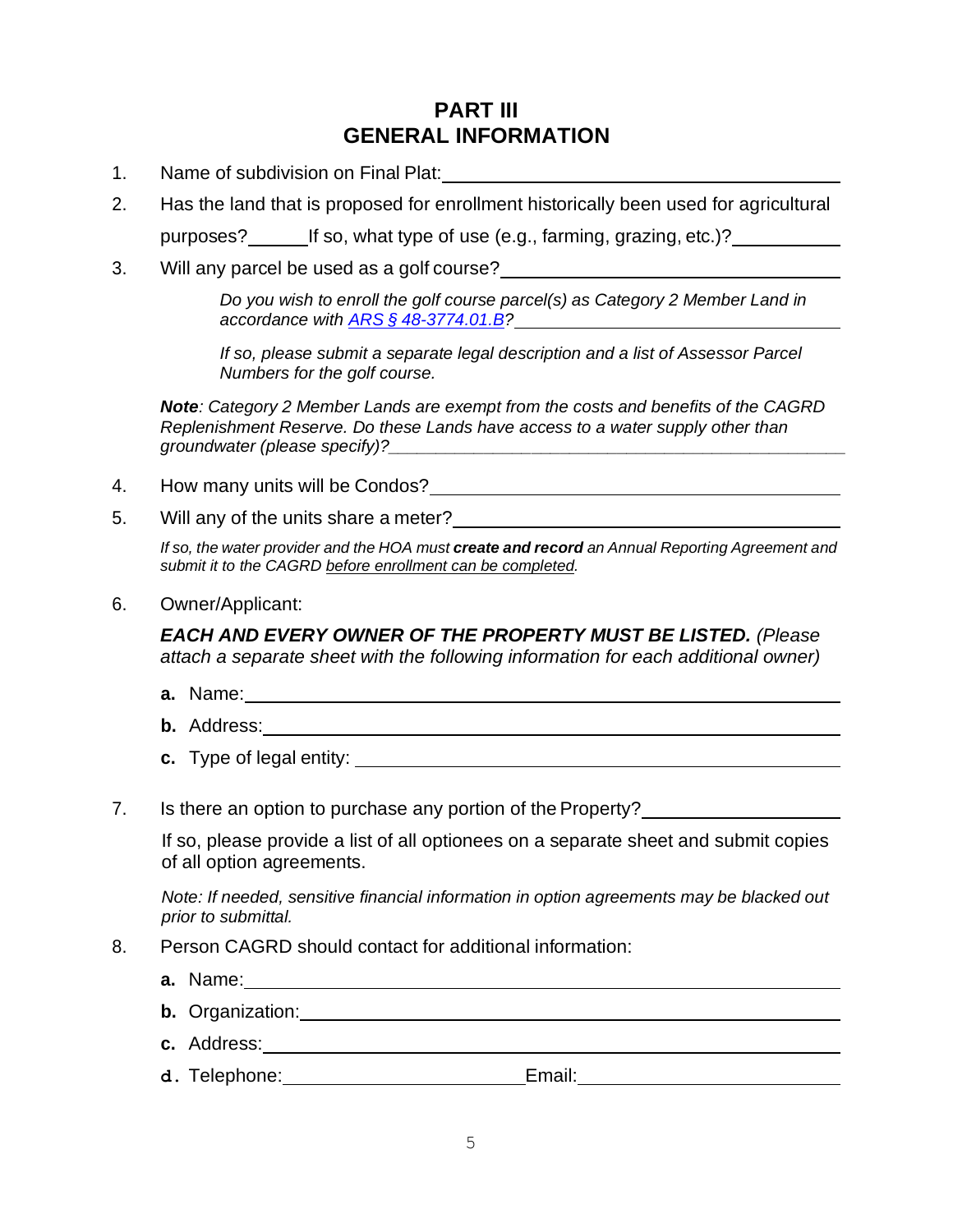# PART III
# GENERAL INFORMATION

1. Name of subdivision on Final Plat: ____________________

2. Has the land that is proposed for enrollment historically been used for agricultural purposes? ______ If so, what type of use (e.g., farming, grazing, etc.)? ____________

3. Will any parcel be used as a golf course? ____________________

   *Do you wish to enroll the golf course parcel(s) as Category 2 Member Land in accordance with [ARS § 48-3774.01.B](ARS § 48-3774.01.B)?* ____________________

   *If so, please submit a separate legal description and a list of Assessor Parcel Numbers for the golf course.*

   ***Note**: Category 2 Member Lands are exempt from the costs and benefits of the CAGRD Replenishment Reserve. Do these Lands have access to a water supply other than groundwater (please specify)?* ____________________

4. How many units will be Condos? ____________________

5. Will any of the units share a meter? ____________________

   *If so, the water provider and the HOA must **create and record** an Annual Reporting Agreement and submit it to the CAGRD before enrollment can be completed.*

6. Owner/Applicant:

   ***EACH AND EVERY OWNER OF THE PROPERTY MUST BE LISTED.** (Please attach a separate sheet with the following information for each additional owner)*

   **a.** Name: ____________________

   **b.** Address: ____________________

   **c.** Type of legal entity: ____________________

7. Is there an option to purchase any portion of the Property? ____________________

   If so, please provide a list of all optionees on a separate sheet and submit copies of all option agreements.

   *Note: If needed, sensitive financial information in option agreements may be blacked out prior to submittal.*

8. Person CAGRD should contact for additional information:

   **a.** Name: ____________________

   **b.** Organization: ____________________

   **c.** Address: ____________________

   **d.** Telephone: ____________________ Email: ____________________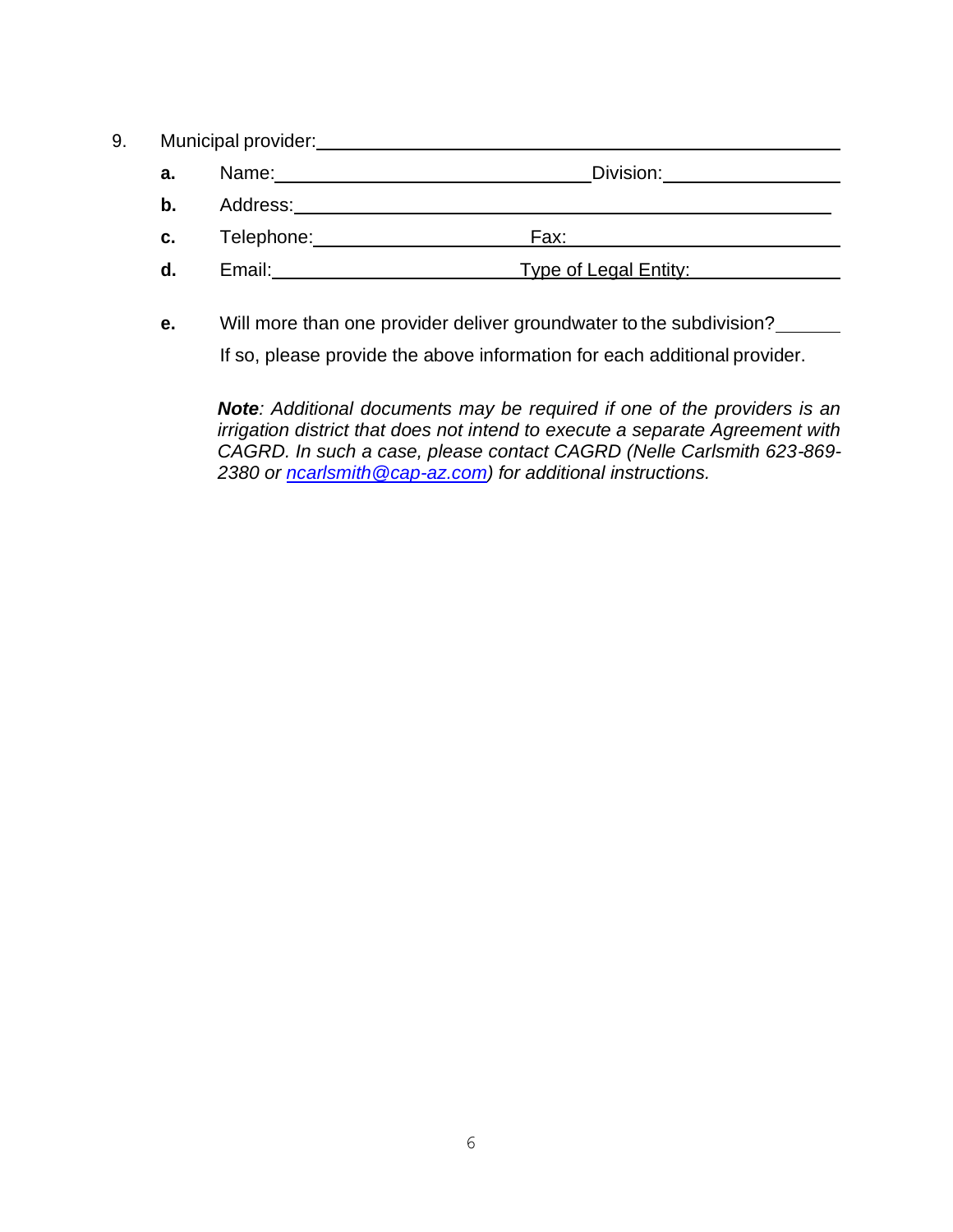9. Municipal provider: ______________________________

   **a.** Name: ______________________ Division: ______________

   **b.** Address: ______________________________

   **c.** Telephone: ______________ Fax: ______________

   **d.** Email: ______________ Type of Legal Entity: ______________

   **e.** Will more than one provider deliver groundwater to the subdivision? ______

   If so, please provide the above information for each additional provider.

   ***Note**: Additional documents may be required if one of the providers is an irrigation district that does not intend to execute a separate Agreement with CAGRD. In such a case, please contact CAGRD (Nelle Carlsmith 623-869-2380 or [ncarlsmith@cap-az.com](mailto:ncarlsmith@cap-az.com)) for additional instructions.*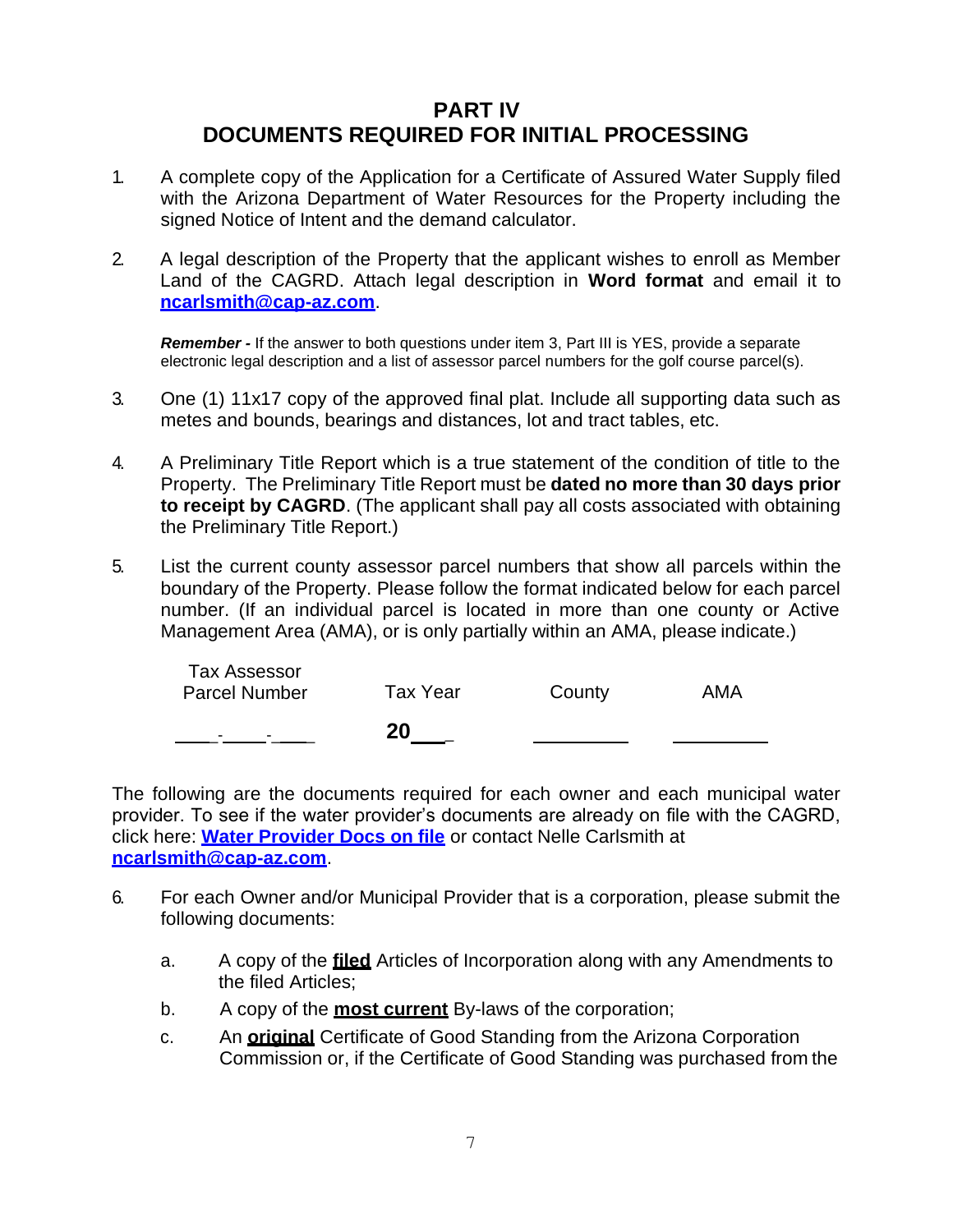## PART IV
## DOCUMENTS REQUIRED FOR INITIAL PROCESSING

1. A complete copy of the Application for a Certificate of Assured Water Supply filed with the Arizona Department of Water Resources for the Property including the signed Notice of Intent and the demand calculator.

2. A legal description of the Property that the applicant wishes to enroll as Member Land of the CAGRD. Attach legal description in **Word format** and email it to **ncarlsmith@cap-az.com**.

   ***Remember -*** If the answer to both questions under item 3, Part III is YES, provide a separate electronic legal description and a list of assessor parcel numbers for the golf course parcel(s).

3. One (1) 11x17 copy of the approved final plat. Include all supporting data such as metes and bounds, bearings and distances, lot and tract tables, etc.

4. A Preliminary Title Report which is a true statement of the condition of title to the Property. The Preliminary Title Report must be **dated no more than 30 days prior to receipt by CAGRD**. (The applicant shall pay all costs associated with obtaining the Preliminary Title Report.)

5. List the current county assessor parcel numbers that show all parcels within the boundary of the Property. Please follow the format indicated below for each parcel number. (If an individual parcel is located in more than one county or Active Management Area (AMA), or is only partially within an AMA, please indicate.)

| Tax Assessor Parcel Number | Tax Year | County | AMA |
|---|---|---|---|
| ____-____-____ | **20**____ | __________ | __________ |

The following are the documents required for each owner and each municipal water provider. To see if the water provider's documents are already on file with the CAGRD, click here: **Water Provider Docs on file** or contact Nelle Carlsmith at **ncarlsmith@cap-az.com**.

6. For each Owner and/or Municipal Provider that is a corporation, please submit the following documents:

   a. A copy of the **filed** Articles of Incorporation along with any Amendments to the filed Articles;

   b. A copy of the **most current** By-laws of the corporation;

   c. An **original** Certificate of Good Standing from the Arizona Corporation Commission or, if the Certificate of Good Standing was purchased from the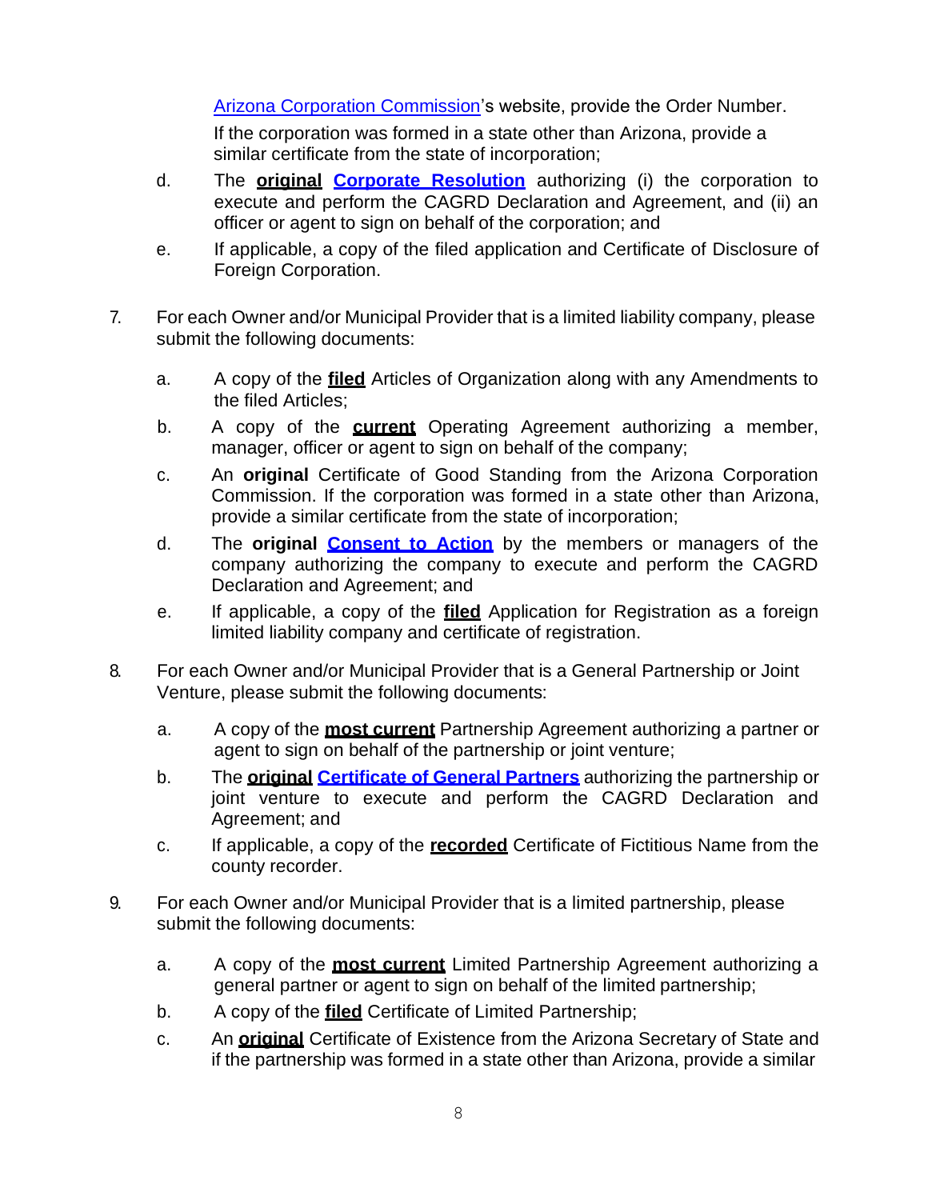Arizona Corporation Commission's website, provide the Order Number.

If the corporation was formed in a state other than Arizona, provide a similar certificate from the state of incorporation;

d. The **original** **Corporate Resolution** authorizing (i) the corporation to execute and perform the CAGRD Declaration and Agreement, and (ii) an officer or agent to sign on behalf of the corporation; and

e. If applicable, a copy of the filed application and Certificate of Disclosure of Foreign Corporation.

7. For each Owner and/or Municipal Provider that is a limited liability company, please submit the following documents:

   a. A copy of the **filed** Articles of Organization along with any Amendments to the filed Articles;

   b. A copy of the **current** Operating Agreement authorizing a member, manager, officer or agent to sign on behalf of the company;

   c. An **original** Certificate of Good Standing from the Arizona Corporation Commission. If the corporation was formed in a state other than Arizona, provide a similar certificate from the state of incorporation;

   d. The **original** **Consent to Action** by the members or managers of the company authorizing the company to execute and perform the CAGRD Declaration and Agreement; and

   e. If applicable, a copy of the **filed** Application for Registration as a foreign limited liability company and certificate of registration.

8. For each Owner and/or Municipal Provider that is a General Partnership or Joint Venture, please submit the following documents:

   a. A copy of the **most current** Partnership Agreement authorizing a partner or agent to sign on behalf of the partnership or joint venture;

   b. The **original** **Certificate of General Partners** authorizing the partnership or joint venture to execute and perform the CAGRD Declaration and Agreement; and

   c. If applicable, a copy of the **recorded** Certificate of Fictitious Name from the county recorder.

9. For each Owner and/or Municipal Provider that is a limited partnership, please submit the following documents:

   a. A copy of the **most current** Limited Partnership Agreement authorizing a general partner or agent to sign on behalf of the limited partnership;

   b. A copy of the **filed** Certificate of Limited Partnership;

   c. An **original** Certificate of Existence from the Arizona Secretary of State and if the partnership was formed in a state other than Arizona, provide a similar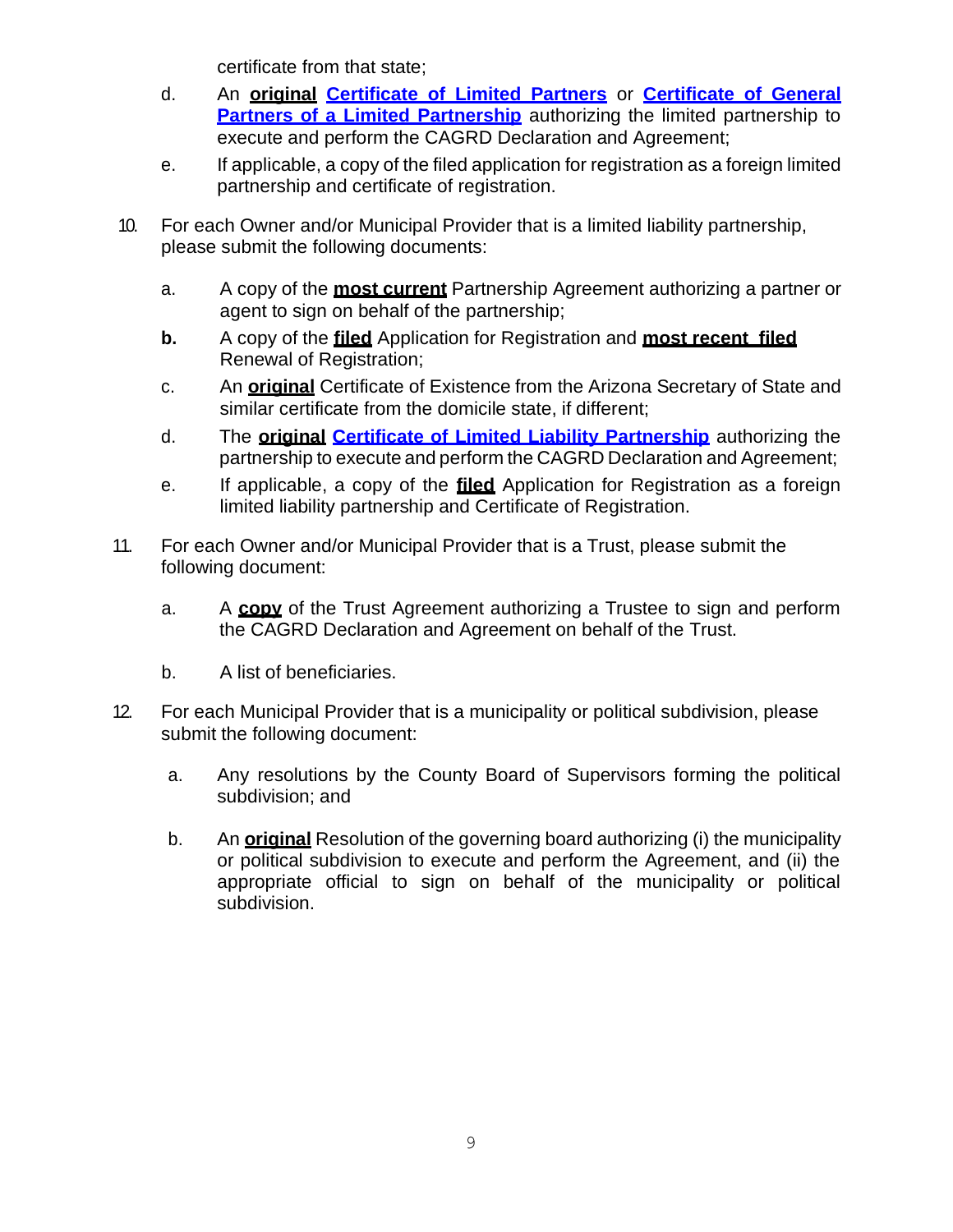certificate from that state;

d. An **original** **Certificate of Limited Partners** or **Certificate of General Partners of a Limited Partnership** authorizing the limited partnership to execute and perform the CAGRD Declaration and Agreement;

e. If applicable, a copy of the filed application for registration as a foreign limited partnership and certificate of registration.

10. For each Owner and/or Municipal Provider that is a limited liability partnership, please submit the following documents:

    a. A copy of the **most current** Partnership Agreement authorizing a partner or agent to sign on behalf of the partnership;

    **b.** A copy of the **filed** Application for Registration and **most recent filed** Renewal of Registration;

    c. An **original** Certificate of Existence from the Arizona Secretary of State and similar certificate from the domicile state, if different;

    d. The **original** **Certificate of Limited Liability Partnership** authorizing the partnership to execute and perform the CAGRD Declaration and Agreement;

    e. If applicable, a copy of the **filed** Application for Registration as a foreign limited liability partnership and Certificate of Registration.

11. For each Owner and/or Municipal Provider that is a Trust, please submit the following document:

    a. A **copy** of the Trust Agreement authorizing a Trustee to sign and perform the CAGRD Declaration and Agreement on behalf of the Trust.

    b. A list of beneficiaries.

12. For each Municipal Provider that is a municipality or political subdivision, please submit the following document:

    a. Any resolutions by the County Board of Supervisors forming the political subdivision; and

    b. An **original** Resolution of the governing board authorizing (i) the municipality or political subdivision to execute and perform the Agreement, and (ii) the appropriate official to sign on behalf of the municipality or political subdivision.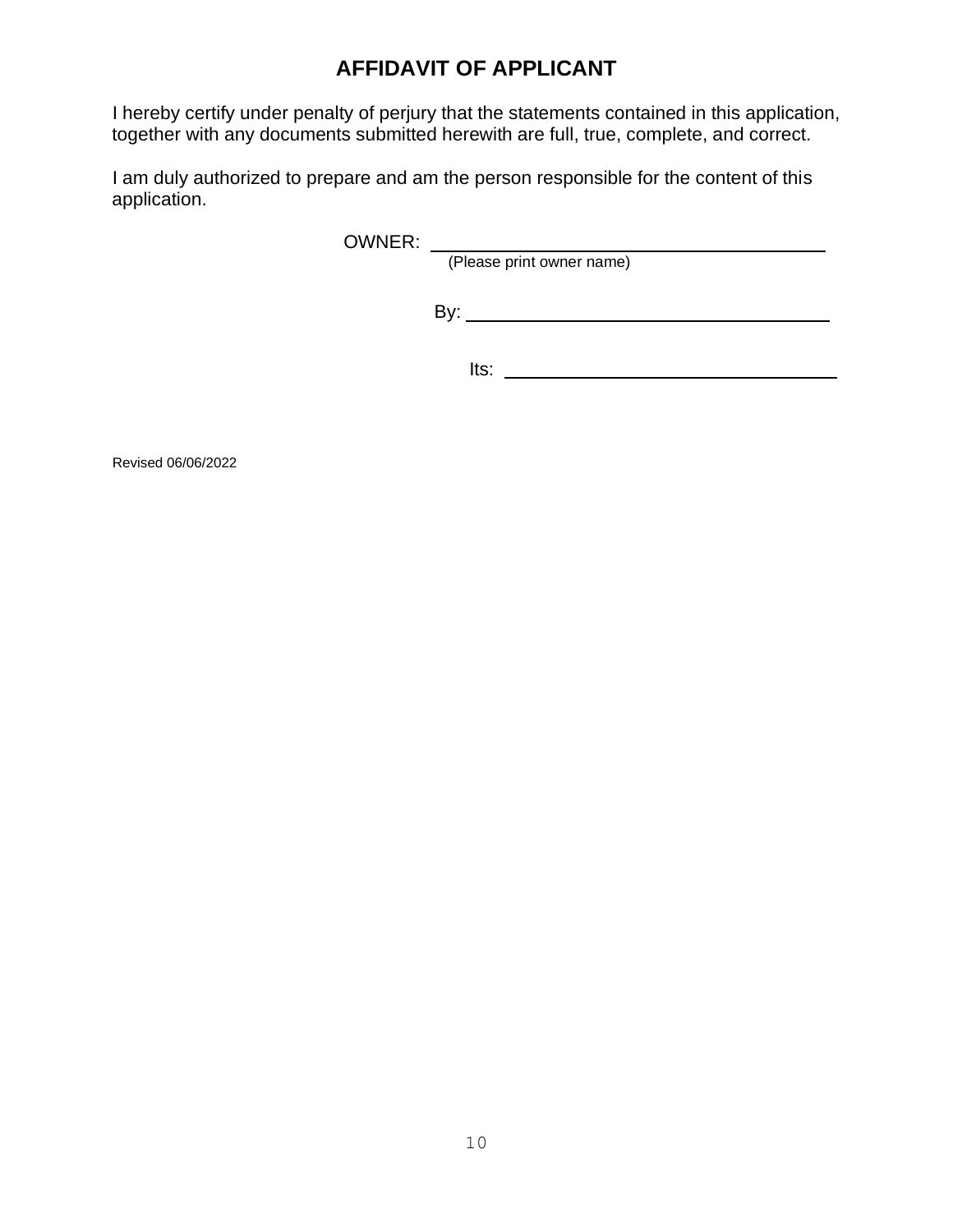# AFFIDAVIT OF APPLICANT

I hereby certify under penalty of perjury that the statements contained in this application, together with any documents submitted herewith are full, true, complete, and correct.

I am duly authorized to prepare and am the person responsible for the content of this application.

OWNER: ______________________________
(Please print owner name)

By: ______________________________

Its: ______________________________

Revised 06/06/2022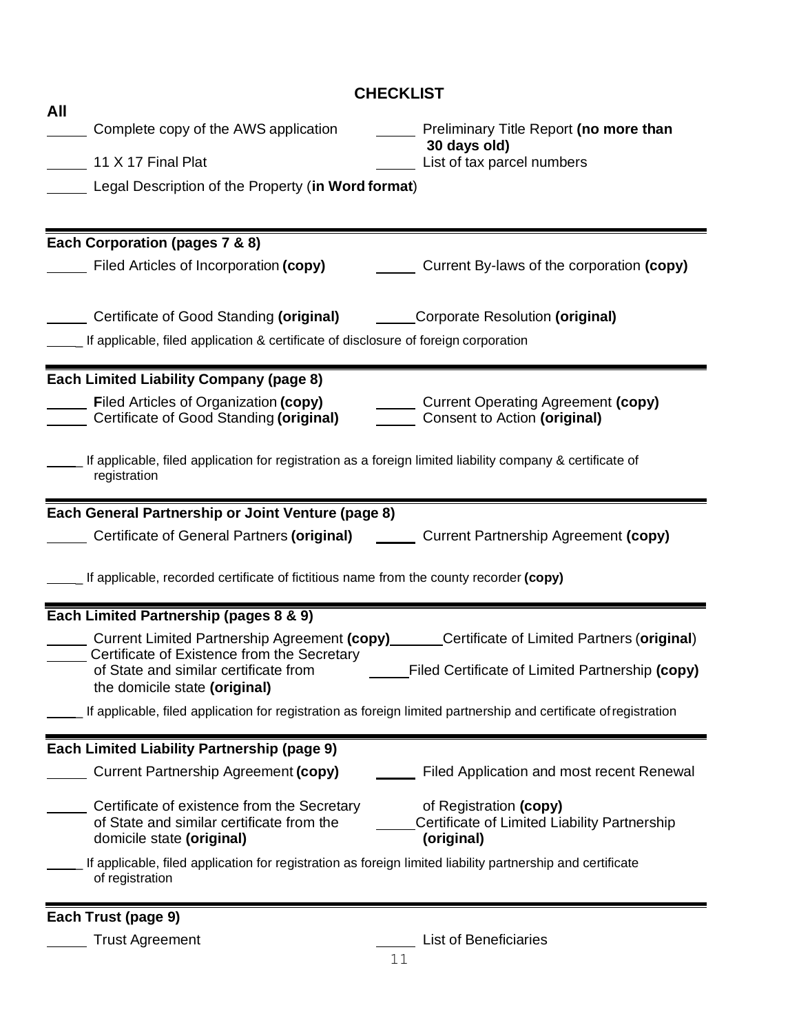# CHECKLIST

**All**

- _____ Complete copy of the AWS application
- _____ Preliminary Title Report **(no more than 30 days old)**
- _____ 11 X 17 Final Plat
- _____ List of tax parcel numbers
- _____ Legal Description of the Property (**in Word format**)

---

**Each Corporation (pages 7 & 8)**

- _____ Filed Articles of Incorporation **(copy)**
- _____ Current By-laws of the corporation **(copy)**
- _____ Certificate of Good Standing **(original)**
- _____ Corporate Resolution **(original)**
- _____ If applicable, filed application & certificate of disclosure of foreign corporation

---

**Each Limited Liability Company (page 8)**

- _____ **F**iled Articles of Organization **(copy)**
- _____ Current Operating Agreement **(copy)**
- _____ Certificate of Good Standing **(original)**
- _____ Consent to Action **(original)**
- _____ If applicable, filed application for registration as a foreign limited liability company & certificate of registration

---

**Each General Partnership or Joint Venture (page 8)**

- _____ Certificate of General Partners **(original)**
- _____ Current Partnership Agreement **(copy)**
- _____ If applicable, recorded certificate of fictitious name from the county recorder **(copy)**

---

**Each Limited Partnership (pages 8 & 9)**

- _____ Current Limited Partnership Agreement **(copy)**
- _____ Certificate of Limited Partners (**original**)
- _____ Certificate of Existence from the Secretary of State and similar certificate from the domicile state **(original)**
- _____ Filed Certificate of Limited Partnership **(copy)**
- _____ If applicable, filed application for registration as foreign limited partnership and certificate of registration

---

**Each Limited Liability Partnership (page 9)**

- _____ Current Partnership Agreement **(copy)**
- _____ Filed Application and most recent Renewal of Registration **(copy)**
- _____ Certificate of existence from the Secretary of State and similar certificate from the domicile state **(original)**
- _____ Certificate of Limited Liability Partnership **(original)**
- _____ If applicable, filed application for registration as foreign limited liability partnership and certificate of registration

---

**Each Trust (page 9)**

- _____ Trust Agreement
- _____ List of Beneficiaries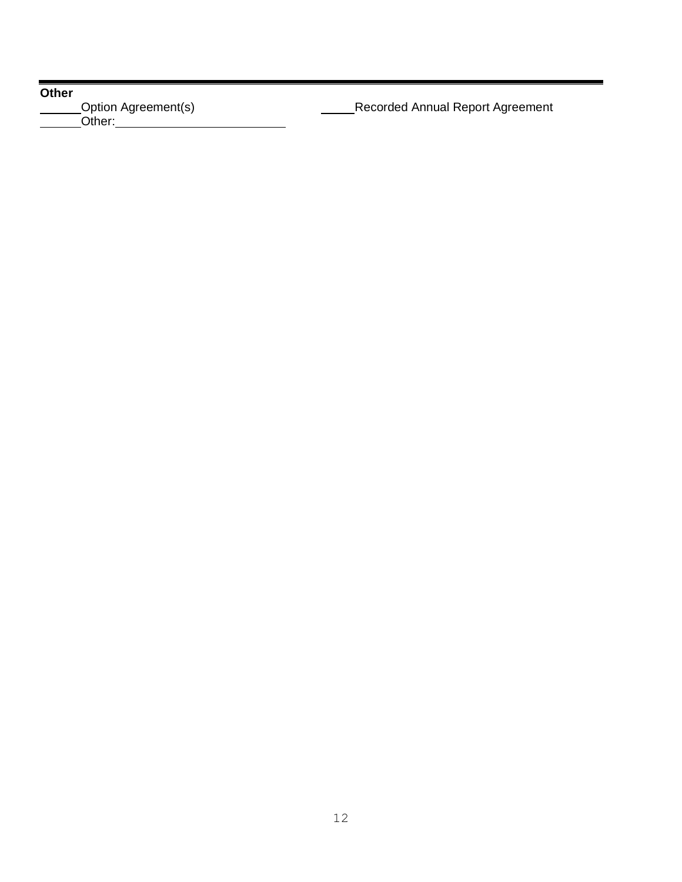**Other**

______Option Agreement(s) _____Recorded Annual Report Agreement

______Other:__________________________